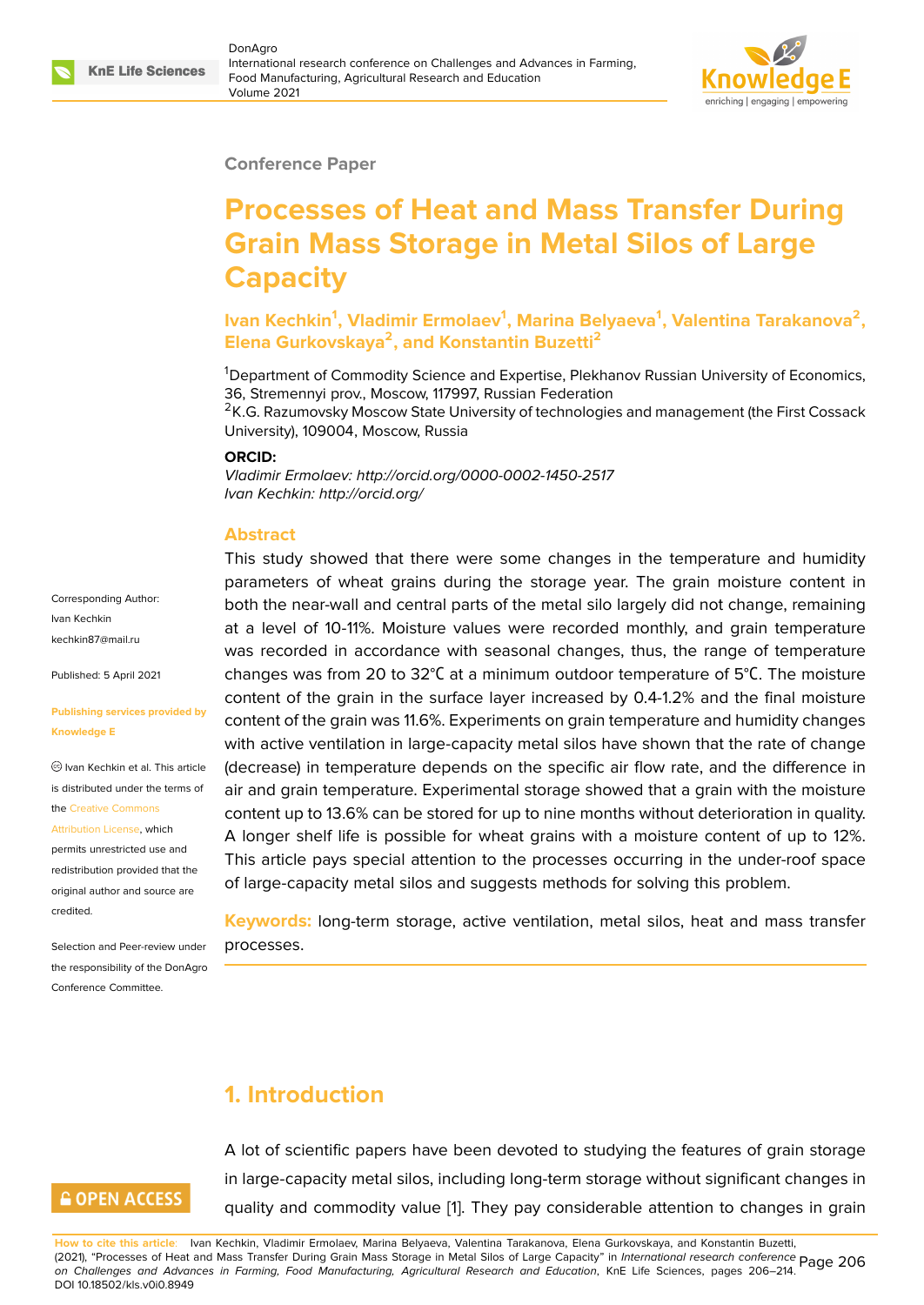Conference Paper

# Processes of Heat and Mass Transfer During Grain Mass Storage in Metal Silos of Large Capacity

**Ivan Kechkin[1], Vladimir Ermolaev[1], Marina Belyaeva[1], Valentina Tarakanova[2], Elena Gurkovskaya[2], and Konstantin Buzetti[2]**

[1]Department of Commodity Science and Expertise, Plekhanov Russian University of Economics, 36, Stremennyi prov., Moscow, 117997, Russian Federation
[2]K.G. Razumovsky Moscow State University of technologies and management (the First Cossack University), 109004, Moscow, Russia

**ORCID:**
*Vladimir Ermolaev: http://orcid.org/0000-0002-1450-2517*
*Ivan Kechkin: http://orcid.org/*

Corresponding Author:
Ivan Kechkin
kechkin87@mail.ru

Published: 5 April 2021

**Publishing services provided by Knowledge E**

Ivan Kechkin et al. This article is distributed under the terms of the Creative Commons Attribution License, which permits unrestricted use and redistribution provided that the original author and source are credited.

Selection and Peer-review under the responsibility of the DonAgro Conference Committee.

## Abstract

This study showed that there were some changes in the temperature and humidity parameters of wheat grains during the storage year. The grain moisture content in both the near-wall and central parts of the metal silo largely did not change, remaining at a level of 10-11%. Moisture values were recorded monthly, and grain temperature was recorded in accordance with seasonal changes, thus, the range of temperature changes was from 20 to 32℃ at a minimum outdoor temperature of 5℃. The moisture content of the grain in the surface layer increased by 0.4-1.2% and the final moisture content of the grain was 11.6%. Experiments on grain temperature and humidity changes with active ventilation in large-capacity metal silos have shown that the rate of change (decrease) in temperature depends on the specific air flow rate, and the difference in air and grain temperature. Experimental storage showed that a grain with the moisture content up to 13.6% can be stored for up to nine months without deterioration in quality. A longer shelf life is possible for wheat grains with a moisture content of up to 12%. This article pays special attention to the processes occurring in the under-roof space of large-capacity metal silos and suggests methods for solving this problem.

**Keywords:** long-term storage, active ventilation, metal silos, heat and mass transfer processes.

## 1. Introduction

A lot of scientific papers have been devoted to studying the features of grain storage in large-capacity metal silos, including long-term storage without significant changes in quality and commodity value [1]. They pay considerable attention to changes in grain

**How to cite this article:** Ivan Kechkin, Vladimir Ermolaev, Marina Belyaeva, Valentina Tarakanova, Elena Gurkovskaya, and Konstantin Buzetti, (2021), "Processes of Heat and Mass Transfer During Grain Mass Storage in Metal Silos of Large Capacity" in *International research conference on Challenges and Advances in Farming, Food Manufacturing, Agricultural Research and Education*, KnE Life Sciences, pages 206–214. DOI 10.18502/kls.v0i0.8949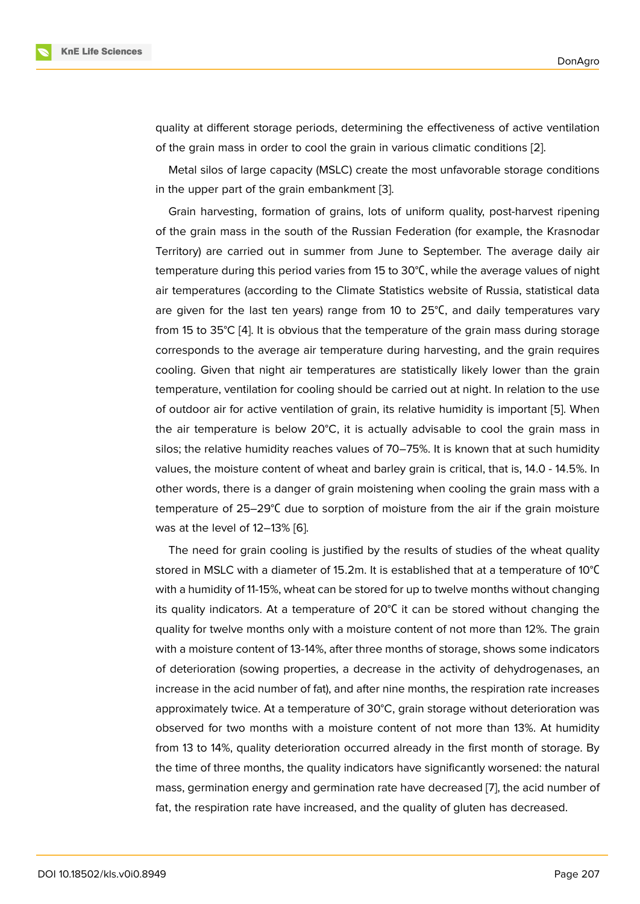quality at different storage periods, determining the effectiveness of active ventilation of the grain mass in order to cool the grain in various climatic conditions [2].

Metal silos of large capacity (MSLC) create the most unfavorable storage conditions in the upper part of the grain embankment [3].

Grain harvesting, formation of grains, lots of uniform quality, post-harvest ripening of the grain mass in the south of the Russian Federation (for example, the Krasnodar Territory) are carried out in summer from June to September. The average daily air temperature during this period varies from 15 to 30℃, while the average values of night air temperatures (according to the Climate Statistics website of Russia, statistical data are given for the last ten years) range from 10 to 25℃, and daily temperatures vary from 15 to 35°C [4]. It is obvious that the temperature of the grain mass during storage corresponds to the average air temperature during harvesting, and the grain requires cooling. Given that night air temperatures are statistically likely lower than the grain temperature, ventilation for cooling should be carried out at night. In relation to the use of outdoor air for active ventilation of grain, its relative humidity is important [5]. When the air temperature is below 20°C, it is actually advisable to cool the grain mass in silos; the relative humidity reaches values of 70–75%. It is known that at such humidity values, the moisture content of wheat and barley grain is critical, that is, 14.0 - 14.5%. In other words, there is a danger of grain moistening when cooling the grain mass with a temperature of 25–29℃ due to sorption of moisture from the air if the grain moisture was at the level of 12–13% [6].

The need for grain cooling is justified by the results of studies of the wheat quality stored in MSLC with a diameter of 15.2m. It is established that at a temperature of 10℃ with a humidity of 11-15%, wheat can be stored for up to twelve months without changing its quality indicators. At a temperature of 20℃ it can be stored without changing the quality for twelve months only with a moisture content of not more than 12%. The grain with a moisture content of 13-14%, after three months of storage, shows some indicators of deterioration (sowing properties, a decrease in the activity of dehydrogenases, an increase in the acid number of fat), and after nine months, the respiration rate increases approximately twice. At a temperature of 30°C, grain storage without deterioration was observed for two months with a moisture content of not more than 13%. At humidity from 13 to 14%, quality deterioration occurred already in the first month of storage. By the time of three months, the quality indicators have significantly worsened: the natural mass, germination energy and germination rate have decreased [7], the acid number of fat, the respiration rate have increased, and the quality of gluten has decreased.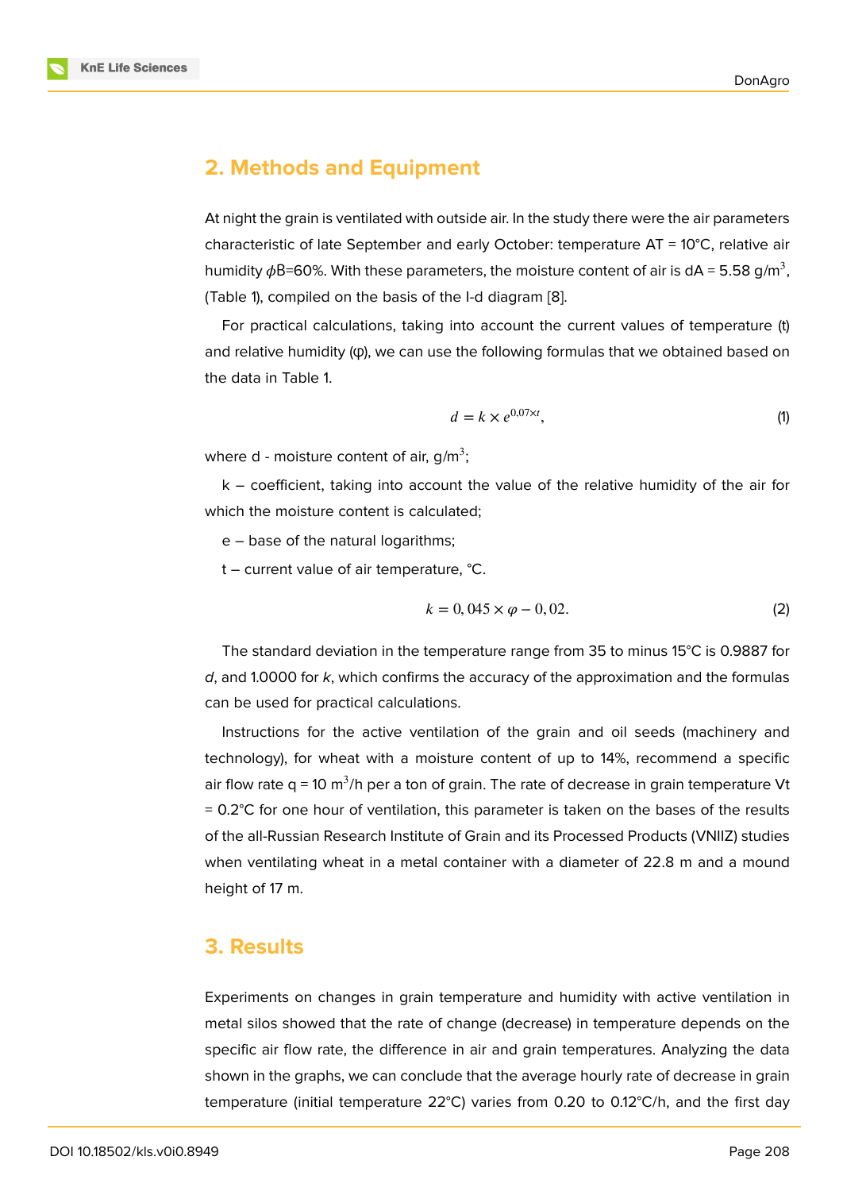## 2. Methods and Equipment

At night the grain is ventilated with outside air. In the study there were the air parameters characteristic of late September and early October: temperature AT = 10°C, relative air humidity $\phi$B=60%. With these parameters, the moisture content of air is dA = 5.58 g/m$^3$, (Table 1), compiled on the basis of the I-d diagram [8].

For practical calculations, taking into account the current values of temperature (t) and relative humidity (φ), we can use the following formulas that we obtained based on the data in Table 1.

$$d = k \times e^{0,07 \times t}, \tag{1}$$

where d - moisture content of air, g/m$^3$;

k – coefficient, taking into account the value of the relative humidity of the air for which the moisture content is calculated;

e – base of the natural logarithms;

t – current value of air temperature, °C.

$$k = 0,045 \times \varphi - 0,02. \tag{2}$$

The standard deviation in the temperature range from 35 to minus 15°C is 0.9887 for *d*, and 1.0000 for *k*, which confirms the accuracy of the approximation and the formulas can be used for practical calculations.

Instructions for the active ventilation of the grain and oil seeds (machinery and technology), for wheat with a moisture content of up to 14%, recommend a specific air flow rate q = 10 m$^3$/h per a ton of grain. The rate of decrease in grain temperature Vt = 0.2°C for one hour of ventilation, this parameter is taken on the bases of the results of the all-Russian Research Institute of Grain and its Processed Products (VNIIZ) studies when ventilating wheat in a metal container with a diameter of 22.8 m and a mound height of 17 m.

## 3. Results

Experiments on changes in grain temperature and humidity with active ventilation in metal silos showed that the rate of change (decrease) in temperature depends on the specific air flow rate, the difference in air and grain temperatures. Analyzing the data shown in the graphs, we can conclude that the average hourly rate of decrease in grain temperature (initial temperature 22°C) varies from 0.20 to 0.12°C/h, and the first day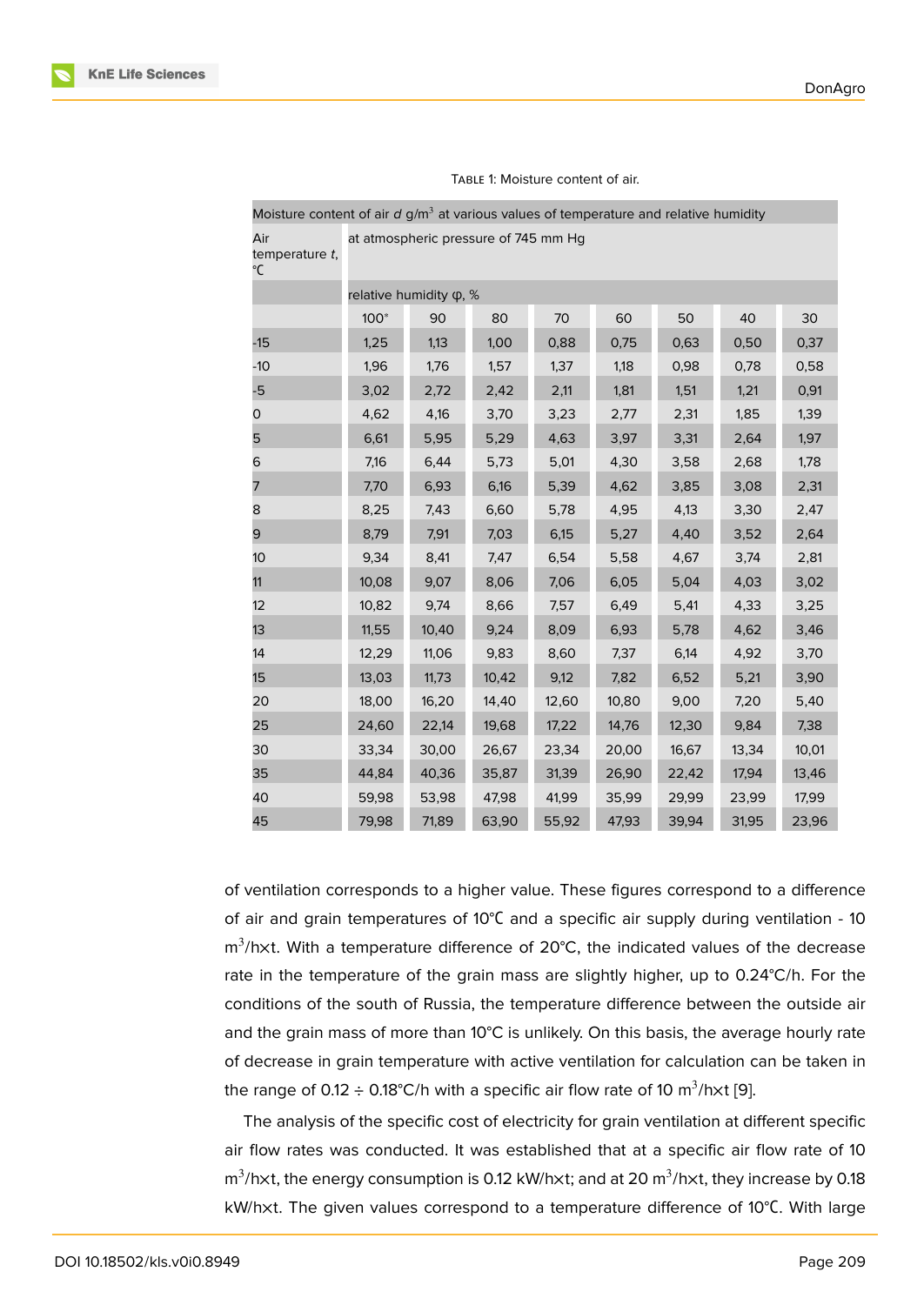Table 1: Moisture content of air.

| Moisture content of air *d* g/m$^3$ at various values of temperature and relative humidity | | | | | | | | |
|---|---|---|---|---|---|---|---|---|
| Air temperature *t*, ℃ | at atmospheric pressure of 745 mm Hg | | | | | | | |
| | relative humidity φ, % | | | | | | | |
| | 100* | 90 | 80 | 70 | 60 | 50 | 40 | 30 |
| -15 | 1,25 | 1,13 | 1,00 | 0,88 | 0,75 | 0,63 | 0,50 | 0,37 |
| -10 | 1,96 | 1,76 | 1,57 | 1,37 | 1,18 | 0,98 | 0,78 | 0,58 |
| -5 | 3,02 | 2,72 | 2,42 | 2,11 | 1,81 | 1,51 | 1,21 | 0,91 |
| 0 | 4,62 | 4,16 | 3,70 | 3,23 | 2,77 | 2,31 | 1,85 | 1,39 |
| 5 | 6,61 | 5,95 | 5,29 | 4,63 | 3,97 | 3,31 | 2,64 | 1,97 |
| 6 | 7,16 | 6,44 | 5,73 | 5,01 | 4,30 | 3,58 | 2,68 | 1,78 |
| 7 | 7,70 | 6,93 | 6,16 | 5,39 | 4,62 | 3,85 | 3,08 | 2,31 |
| 8 | 8,25 | 7,43 | 6,60 | 5,78 | 4,95 | 4,13 | 3,30 | 2,47 |
| 9 | 8,79 | 7,91 | 7,03 | 6,15 | 5,27 | 4,40 | 3,52 | 2,64 |
| 10 | 9,34 | 8,41 | 7,47 | 6,54 | 5,58 | 4,67 | 3,74 | 2,81 |
| 11 | 10,08 | 9,07 | 8,06 | 7,06 | 6,05 | 5,04 | 4,03 | 3,02 |
| 12 | 10,82 | 9,74 | 8,66 | 7,57 | 6,49 | 5,41 | 4,33 | 3,25 |
| 13 | 11,55 | 10,40 | 9,24 | 8,09 | 6,93 | 5,78 | 4,62 | 3,46 |
| 14 | 12,29 | 11,06 | 9,83 | 8,60 | 7,37 | 6,14 | 4,92 | 3,70 |
| 15 | 13,03 | 11,73 | 10,42 | 9,12 | 7,82 | 6,52 | 5,21 | 3,90 |
| 20 | 18,00 | 16,20 | 14,40 | 12,60 | 10,80 | 9,00 | 7,20 | 5,40 |
| 25 | 24,60 | 22,14 | 19,68 | 17,22 | 14,76 | 12,30 | 9,84 | 7,38 |
| 30 | 33,34 | 30,00 | 26,67 | 23,34 | 20,00 | 16,67 | 13,34 | 10,01 |
| 35 | 44,84 | 40,36 | 35,87 | 31,39 | 26,90 | 22,42 | 17,94 | 13,46 |
| 40 | 59,98 | 53,98 | 47,98 | 41,99 | 35,99 | 29,99 | 23,99 | 17,99 |
| 45 | 79,98 | 71,89 | 63,90 | 55,92 | 47,93 | 39,94 | 31,95 | 23,96 |

of ventilation corresponds to a higher value. These figures correspond to a difference of air and grain temperatures of 10℃ and a specific air supply during ventilation - 10 m$^3$/h×t. With a temperature difference of 20°C, the indicated values of the decrease rate in the temperature of the grain mass are slightly higher, up to 0.24°C/h. For the conditions of the south of Russia, the temperature difference between the outside air and the grain mass of more than 10°C is unlikely. On this basis, the average hourly rate of decrease in grain temperature with active ventilation for calculation can be taken in the range of 0.12 ÷ 0.18°C/h with a specific air flow rate of 10 m$^3$/h×t [9].

The analysis of the specific cost of electricity for grain ventilation at different specific air flow rates was conducted. It was established that at a specific air flow rate of 10 m$^3$/h×t, the energy consumption is 0.12 kW/h×t; and at 20 m$^3$/h×t, they increase by 0.18 kW/h×t. The given values correspond to a temperature difference of 10℃. With large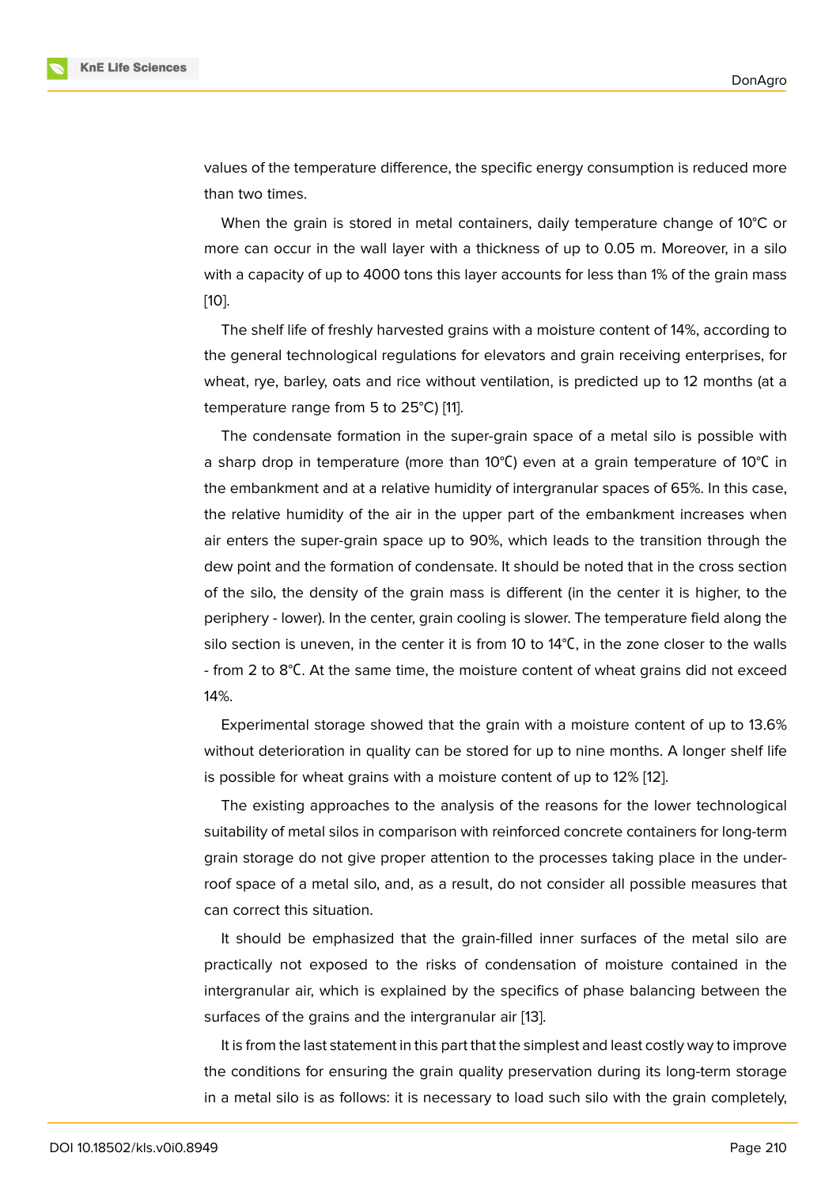values of the temperature difference, the specific energy consumption is reduced more than two times.

When the grain is stored in metal containers, daily temperature change of 10°C or more can occur in the wall layer with a thickness of up to 0.05 m. Moreover, in a silo with a capacity of up to 4000 tons this layer accounts for less than 1% of the grain mass [10].

The shelf life of freshly harvested grains with a moisture content of 14%, according to the general technological regulations for elevators and grain receiving enterprises, for wheat, rye, barley, oats and rice without ventilation, is predicted up to 12 months (at a temperature range from 5 to 25°C) [11].

The condensate formation in the super-grain space of a metal silo is possible with a sharp drop in temperature (more than 10℃) even at a grain temperature of 10℃ in the embankment and at a relative humidity of intergranular spaces of 65%. In this case, the relative humidity of the air in the upper part of the embankment increases when air enters the super-grain space up to 90%, which leads to the transition through the dew point and the formation of condensate. It should be noted that in the cross section of the silo, the density of the grain mass is different (in the center it is higher, to the periphery - lower). In the center, grain cooling is slower. The temperature field along the silo section is uneven, in the center it is from 10 to 14℃, in the zone closer to the walls - from 2 to 8℃. At the same time, the moisture content of wheat grains did not exceed 14%.

Experimental storage showed that the grain with a moisture content of up to 13.6% without deterioration in quality can be stored for up to nine months. A longer shelf life is possible for wheat grains with a moisture content of up to 12% [12].

The existing approaches to the analysis of the reasons for the lower technological suitability of metal silos in comparison with reinforced concrete containers for long-term grain storage do not give proper attention to the processes taking place in the under-roof space of a metal silo, and, as a result, do not consider all possible measures that can correct this situation.

It should be emphasized that the grain-filled inner surfaces of the metal silo are practically not exposed to the risks of condensation of moisture contained in the intergranular air, which is explained by the specifics of phase balancing between the surfaces of the grains and the intergranular air [13].

It is from the last statement in this part that the simplest and least costly way to improve the conditions for ensuring the grain quality preservation during its long-term storage in a metal silo is as follows: it is necessary to load such silo with the grain completely,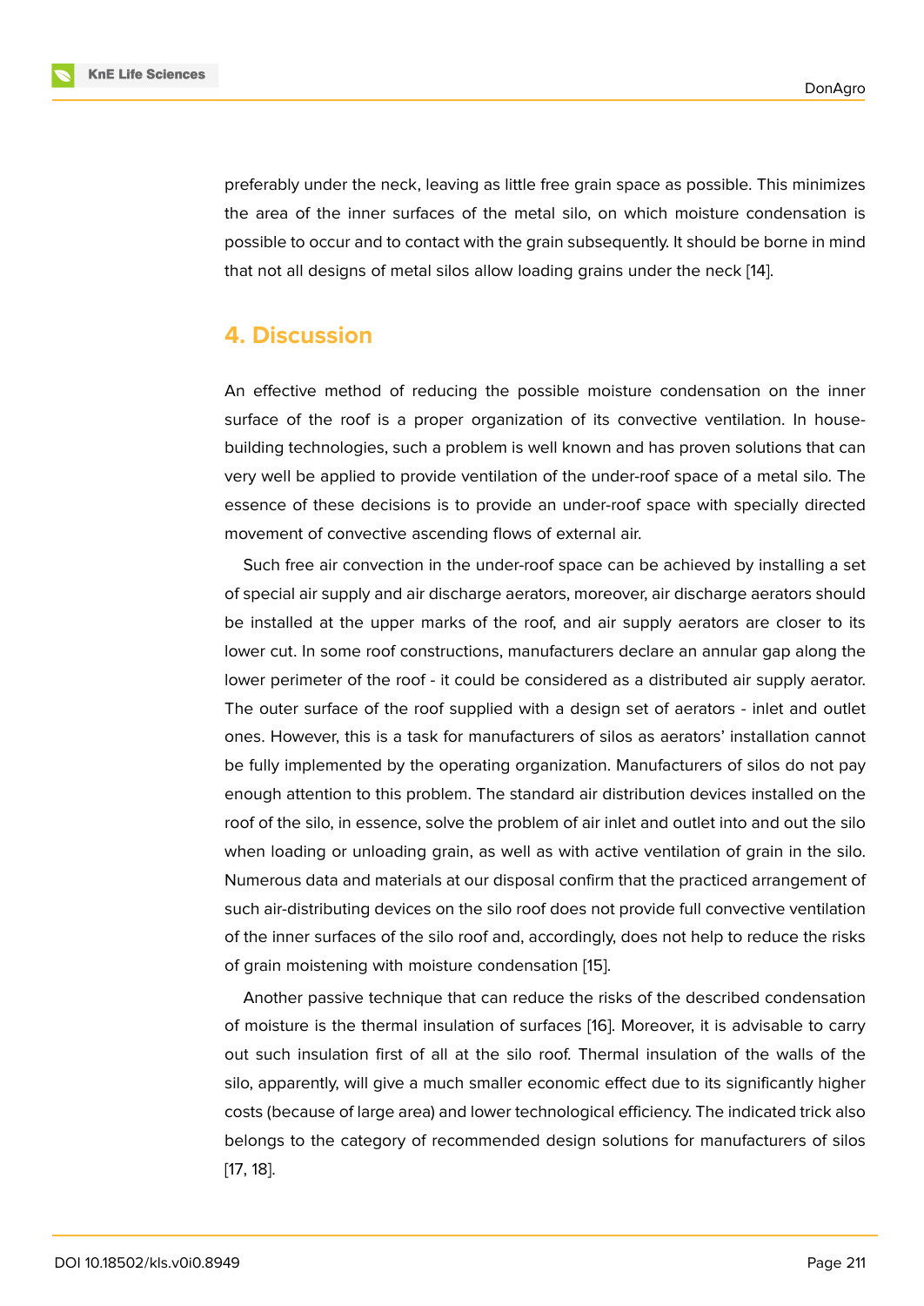preferably under the neck, leaving as little free grain space as possible. This minimizes the area of the inner surfaces of the metal silo, on which moisture condensation is possible to occur and to contact with the grain subsequently. It should be borne in mind that not all designs of metal silos allow loading grains under the neck [14].

## 4. Discussion

An effective method of reducing the possible moisture condensation on the inner surface of the roof is a proper organization of its convective ventilation. In house-building technologies, such a problem is well known and has proven solutions that can very well be applied to provide ventilation of the under-roof space of a metal silo. The essence of these decisions is to provide an under-roof space with specially directed movement of convective ascending flows of external air.

Such free air convection in the under-roof space can be achieved by installing a set of special air supply and air discharge aerators, moreover, air discharge aerators should be installed at the upper marks of the roof, and air supply aerators are closer to its lower cut. In some roof constructions, manufacturers declare an annular gap along the lower perimeter of the roof - it could be considered as a distributed air supply aerator. The outer surface of the roof supplied with a design set of aerators - inlet and outlet ones. However, this is a task for manufacturers of silos as aerators' installation cannot be fully implemented by the operating organization. Manufacturers of silos do not pay enough attention to this problem. The standard air distribution devices installed on the roof of the silo, in essence, solve the problem of air inlet and outlet into and out the silo when loading or unloading grain, as well as with active ventilation of grain in the silo. Numerous data and materials at our disposal confirm that the practiced arrangement of such air-distributing devices on the silo roof does not provide full convective ventilation of the inner surfaces of the silo roof and, accordingly, does not help to reduce the risks of grain moistening with moisture condensation [15].

Another passive technique that can reduce the risks of the described condensation of moisture is the thermal insulation of surfaces [16]. Moreover, it is advisable to carry out such insulation first of all at the silo roof. Thermal insulation of the walls of the silo, apparently, will give a much smaller economic effect due to its significantly higher costs (because of large area) and lower technological efficiency. The indicated trick also belongs to the category of recommended design solutions for manufacturers of silos [17, 18].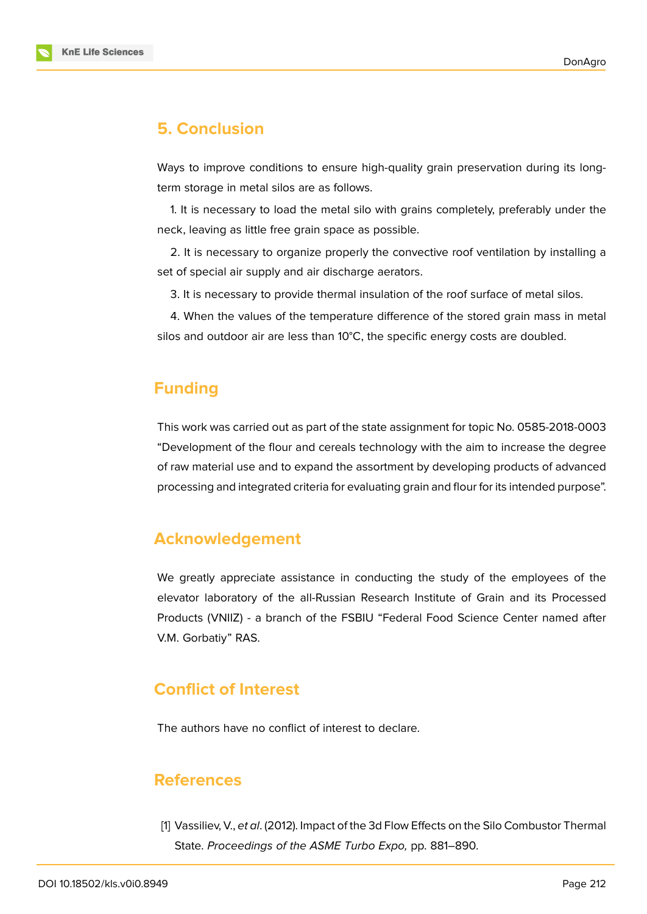## 5. Conclusion

Ways to improve conditions to ensure high-quality grain preservation during its long-term storage in metal silos are as follows.

1. It is necessary to load the metal silo with grains completely, preferably under the neck, leaving as little free grain space as possible.

2. It is necessary to organize properly the convective roof ventilation by installing a set of special air supply and air discharge aerators.

3. It is necessary to provide thermal insulation of the roof surface of metal silos.

4. When the values of the temperature difference of the stored grain mass in metal silos and outdoor air are less than 10°C, the specific energy costs are doubled.

## Funding

This work was carried out as part of the state assignment for topic No. 0585-2018-0003 “Development of the flour and cereals technology with the aim to increase the degree of raw material use and to expand the assortment by developing products of advanced processing and integrated criteria for evaluating grain and flour for its intended purpose”.

## Acknowledgement

We greatly appreciate assistance in conducting the study of the employees of the elevator laboratory of the all-Russian Research Institute of Grain and its Processed Products (VNIIZ) - a branch of the FSBIU “Federal Food Science Center named after V.M. Gorbatiy” RAS.

## Conflict of Interest

The authors have no conflict of interest to declare.

## References

[1] Vassiliev, V., *et al*. (2012). Impact of the 3d Flow Effects on the Silo Combustor Thermal State. *Proceedings of the ASME Turbo Expo,* pp. 881–890.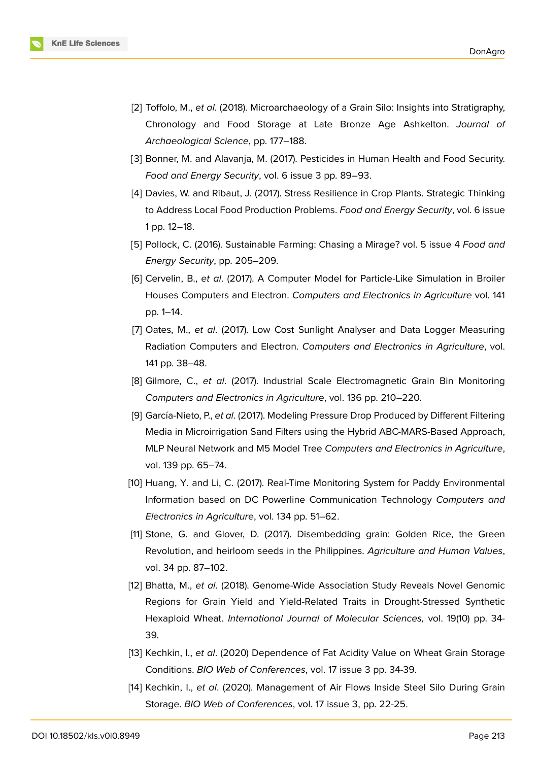[2] Toffolo, M., *et al*. (2018). Microarchaeology of a Grain Silo: Insights into Stratigraphy, Chronology and Food Storage at Late Bronze Age Ashkelton. *Journal of Archaeological Science*, pp. 177–188.

[3] Bonner, M. and Alavanja, M. (2017). Pesticides in Human Health and Food Security. *Food and Energy Security*, vol. 6 issue 3 pp. 89–93.

[4] Davies, W. and Ribaut, J. (2017). Stress Resilience in Crop Plants. Strategic Thinking to Address Local Food Production Problems. *Food and Energy Security*, vol. 6 issue 1 pp. 12–18.

[5] Pollock, C. (2016). Sustainable Farming: Chasing a Mirage? vol. 5 issue 4 *Food and Energy Security*, pp. 205–209.

[6] Cervelin, B., *et al*. (2017). A Computer Model for Particle-Like Simulation in Broiler Houses Computers and Electron. *Computers and Electronics in Agriculture* vol. 141 pp. 1–14.

[7] Oates, M., *et al*. (2017). Low Cost Sunlight Analyser and Data Logger Measuring Radiation Computers and Electron. *Computers and Electronics in Agriculture*, vol. 141 pp. 38–48.

[8] Gilmore, C., *et al*. (2017). Industrial Scale Electromagnetic Grain Bin Monitoring *Computers and Electronics in Agriculture*, vol. 136 pp. 210–220.

[9] García-Nieto, P., *et al*. (2017). Modeling Pressure Drop Produced by Different Filtering Media in Microirrigation Sand Filters using the Hybrid ABC-MARS-Based Approach, MLP Neural Network and M5 Model Tree *Computers and Electronics in Agriculture*, vol. 139 pp. 65–74.

[10] Huang, Y. and Li, C. (2017). Real-Time Monitoring System for Paddy Environmental Information based on DC Powerline Communication Technology *Computers and Electronics in Agriculture*, vol. 134 pp. 51–62.

[11] Stone, G. and Glover, D. (2017). Disembedding grain: Golden Rice, the Green Revolution, and heirloom seeds in the Philippines. *Agriculture and Human Values*, vol. 34 pp. 87–102.

[12] Bhatta, M., *et al*. (2018). Genome-Wide Association Study Reveals Novel Genomic Regions for Grain Yield and Yield-Related Traits in Drought-Stressed Synthetic Hexaploid Wheat. *International Journal of Molecular Sciences,* vol. 19(10) pp. 34-39.

[13] Kechkin, I., *et al*. (2020) Dependence of Fat Acidity Value on Wheat Grain Storage Conditions. *BIO Web of Conferences*, vol. 17 issue 3 pp. 34-39.

[14] Kechkin, I., *et al*. (2020). Management of Air Flows Inside Steel Silo During Grain Storage. *BIO Web of Conferences*, vol. 17 issue 3, pp. 22-25.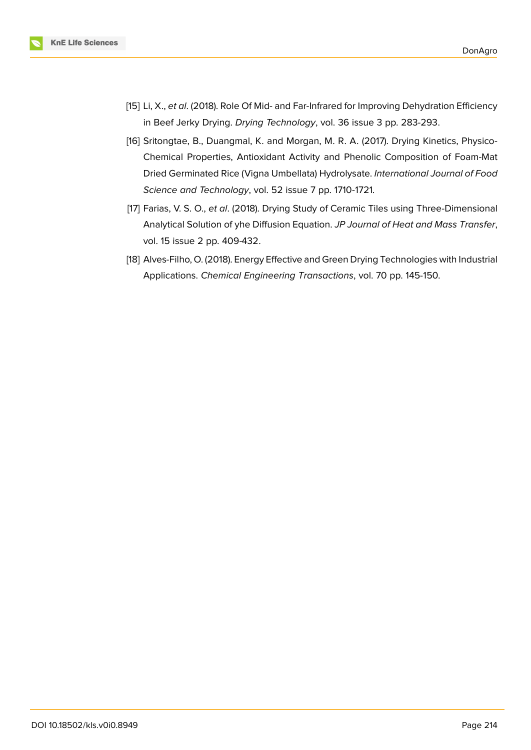[15] Li, X., *et al*. (2018). Role Of Mid- and Far-Infrared for Improving Dehydration Efficiency in Beef Jerky Drying. *Drying Technology*, vol. 36 issue 3 pp. 283-293.

[16] Sritongtae, B., Duangmal, K. and Morgan, M. R. A. (2017). Drying Kinetics, Physico-Chemical Properties, Antioxidant Activity and Phenolic Composition of Foam-Mat Dried Germinated Rice (Vigna Umbellata) Hydrolysate. *International Journal of Food Science and Technology*, vol. 52 issue 7 pp. 1710-1721.

[17] Farias, V. S. O., *et al*. (2018). Drying Study of Ceramic Tiles using Three-Dimensional Analytical Solution of yhe Diffusion Equation. *JP Journal of Heat and Mass Transfer*, vol. 15 issue 2 pp. 409-432.

[18] Alves-Filho, O. (2018). Energy Effective and Green Drying Technologies with Industrial Applications. *Chemical Engineering Transactions*, vol. 70 pp. 145-150.